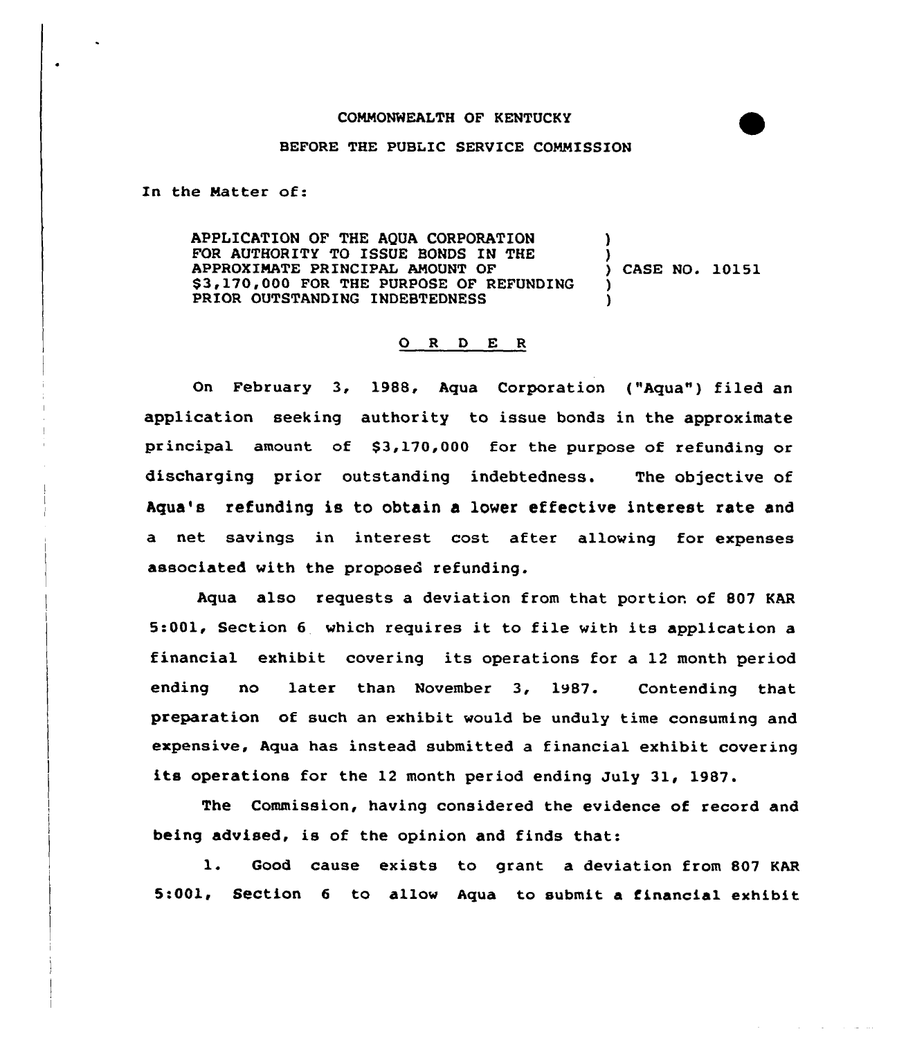COMMONWEALTH OF KENTUCKY

BEFORE THE PUBLIC SERVICE COMMISSION

In the Matter of:

| | | |
|---|---|---|
| APPLICATION OF THE AQUA CORPORATION FOR AUTHORITY TO ISSUE BONDS IN THE APPROXIMATE PRINCIPAL AMOUNT OF $3,170,000 FOR THE PURPOSE OF REFUNDING PRIOR OUTSTANDING INDEBTEDNESS | ) | CASE NO. 10151 |

## O R D E R

On February 3, 1988, Aqua Corporation ("Aqua") filed an application seeking authority to issue bonds in the approximate principal amount of $3,170,000 for the purpose of refunding or discharging prior outstanding indebtedness. The objective of Aqua's refunding is to obtain a lower effective interest rate and a net savings in interest cost after allowing for expenses associated with the proposed refunding.

Aqua also requests a deviation from that portion of 807 KAR 5:001, Section 6 which requires it to file with its application a financial exhibit covering its operations for a 12 month period ending no later than November 3, 1987. Contending that preparation of such an exhibit would be unduly time consuming and expensive, Aqua has instead submitted a financial exhibit covering its operations for the 12 month period ending July 31, 1987.

The Commission, having considered the evidence of record and being advised, is of the opinion and finds that:

1. Good cause exists to grant a deviation from 807 KAR 5:001, Section 6 to allow Aqua to submit a financial exhibit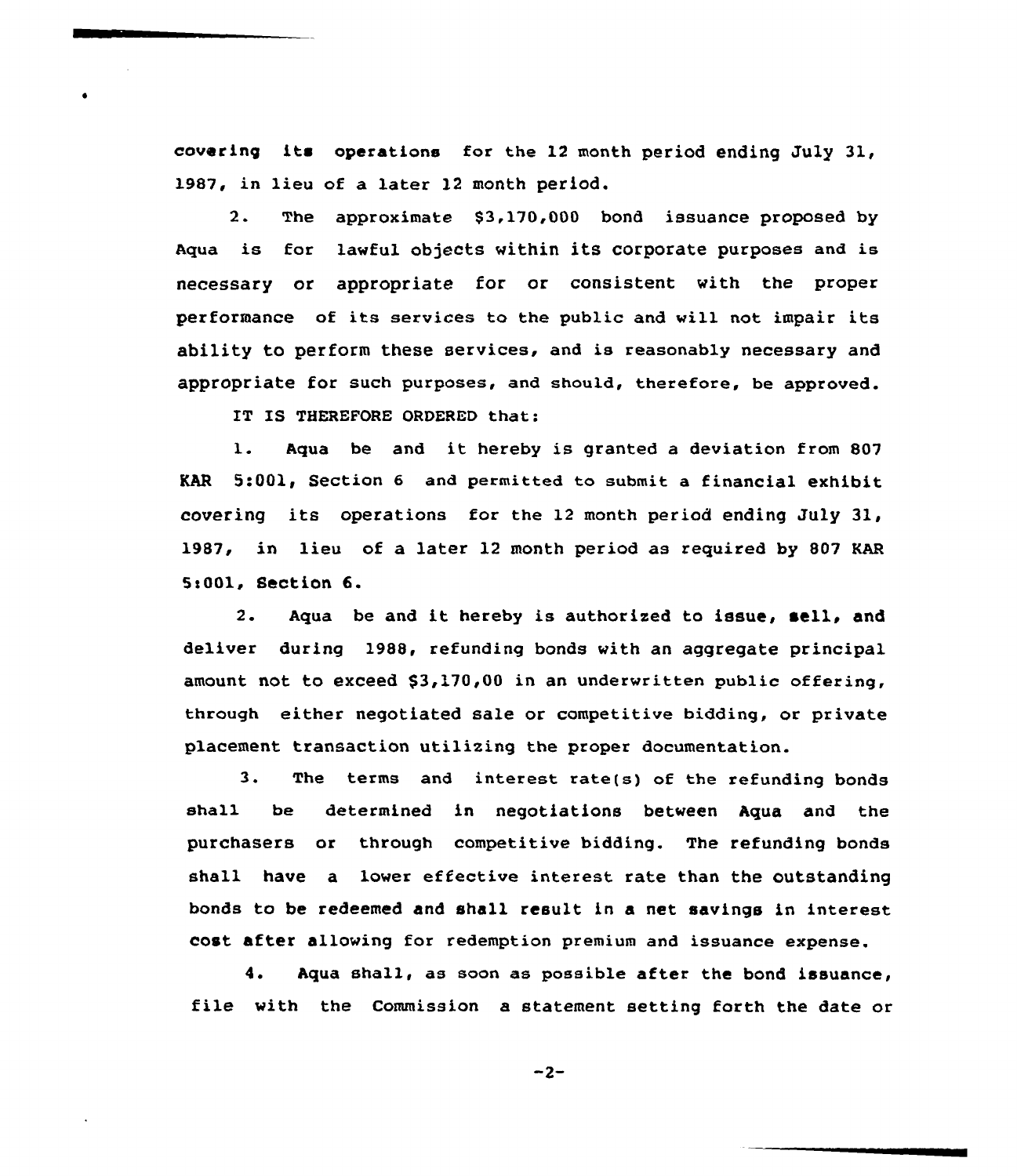covering its operations for the 12 month period ending July 31, 1987, in lieu of a later 12 month period.

2. The approximate $3,170,000 bond issuance proposed by Aqua is for lawful objects within its corporate purposes and is necessary or appropriate for or consistent with the proper performance of its services to the public and will not impair its ability to perform these services, and is reasonably necessary and appropriate for such purposes, and should, therefore, be approved.

IT IS THEREFORE ORDERED that:

1. Aqua be and it hereby is granted a deviation from 807 KAR 5:001, Section 6 and permitted to submit a financial exhibit covering its operations for the 12 month period ending July 31, 1987, in lieu of a later 12 month period as required by 807 KAR 5:001, Section 6.

2. Aqua be and it hereby is authorized to issue, sell, and deliver during 1988, refunding bonds with an aggregate principal amount not to exceed $3,170,00 in an underwritten public offering, through either negotiated sale or competitive bidding, or private placement transaction utilizing the proper documentation.

3. The terms and interest rate(s) of the refunding bonds shall be determined in negotiations between Aqua and the purchasers or through competitive bidding. The refunding bonds shall have a lower effective interest rate than the outstanding bonds to be redeemed and shall result in a net savings in interest cost after allowing for redemption premium and issuance expense.

4. Aqua shall, as soon as possible after the bond issuance, file with the Commission a statement setting forth the date or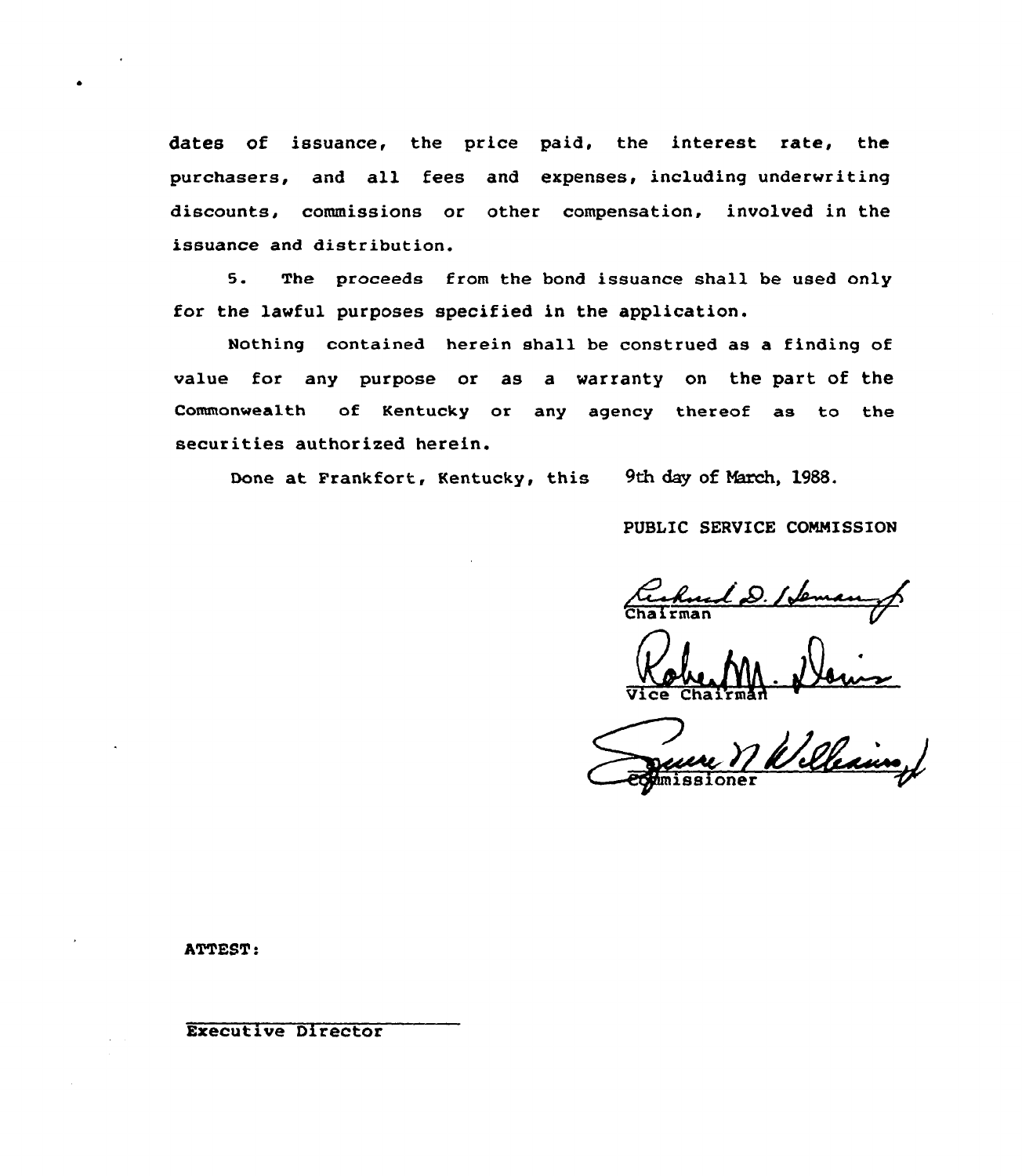dates of issuance, the price paid, the interest rate, the purchasers, and all fees and expenses, including underwriting discounts, commissions or other compensation, involved in the issuance and distribution.

5. The proceeds from the bond issuance shall be used only for the lawful purposes specified in the application.

Nothing contained herein shall be construed as a finding of value for any purpose or as a warranty on the part of the Commonwealth of Kentucky or any agency thereof as to the securities authorized herein.

Done at Frankfort, Kentucky, this 9th day of March, 1988.

PUBLIC SERVICE COMMISSION

Chairman

Vice Chairman

Commissioner

ATTEST:

Executive Director